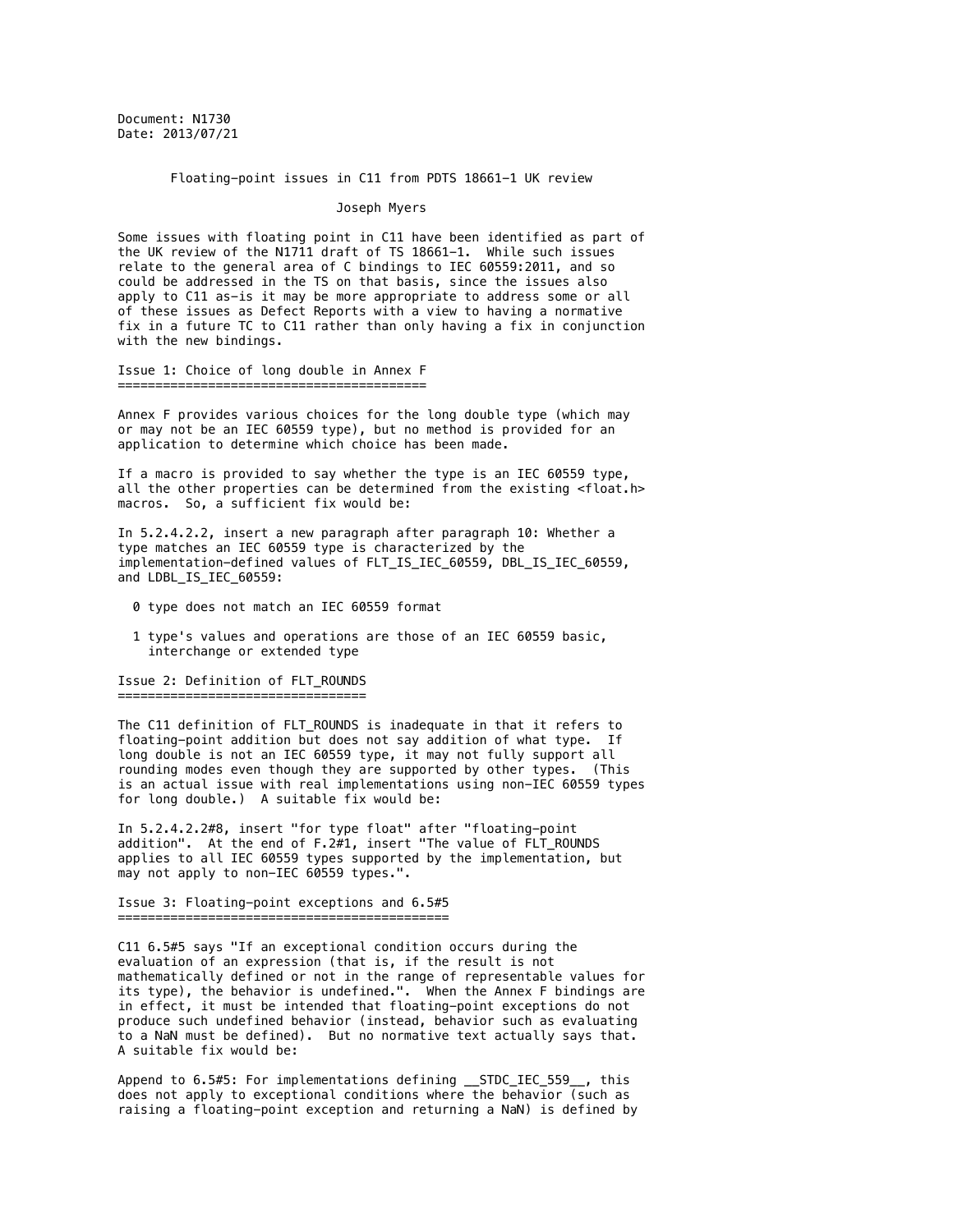Document: N1730
Date: 2013/07/21

# Floating-point issues in C11 from PDTS 18661-1 UK review

Joseph Myers

Some issues with floating point in C11 have been identified as part of the UK review of the N1711 draft of TS 18661-1. While such issues relate to the general area of C bindings to IEC 60559:2011, and so could be addressed in the TS on that basis, since the issues also apply to C11 as-is it may be more appropriate to address some or all of these issues as Defect Reports with a view to having a normative fix in a future TC to C11 rather than only having a fix in conjunction with the new bindings.

## Issue 1: Choice of long double in Annex F

Annex F provides various choices for the long double type (which may or may not be an IEC 60559 type), but no method is provided for an application to determine which choice has been made.

If a macro is provided to say whether the type is an IEC 60559 type, all the other properties can be determined from the existing <float.h> macros. So, a sufficient fix would be:

In 5.2.4.2.2, insert a new paragraph after paragraph 10: Whether a type matches an IEC 60559 type is characterized by the implementation-defined values of FLT_IS_IEC_60559, DBL_IS_IEC_60559, and LDBL_IS_IEC_60559:

- 0 type does not match an IEC 60559 format
- 1 type's values and operations are those of an IEC 60559 basic, interchange or extended type

## Issue 2: Definition of FLT_ROUNDS

The C11 definition of FLT_ROUNDS is inadequate in that it refers to floating-point addition but does not say addition of what type. If long double is not an IEC 60559 type, it may not fully support all rounding modes even though they are supported by other types. (This is an actual issue with real implementations using non-IEC 60559 types for long double.) A suitable fix would be:

In 5.2.4.2.2#8, insert "for type float" after "floating-point addition". At the end of F.2#1, insert "The value of FLT_ROUNDS applies to all IEC 60559 types supported by the implementation, but may not apply to non-IEC 60559 types.".

## Issue 3: Floating-point exceptions and 6.5#5

C11 6.5#5 says "If an exceptional condition occurs during the evaluation of an expression (that is, if the result is not mathematically defined or not in the range of representable values for its type), the behavior is undefined.". When the Annex F bindings are in effect, it must be intended that floating-point exceptions do not produce such undefined behavior (instead, behavior such as evaluating to a NaN must be defined). But no normative text actually says that. A suitable fix would be:

Append to 6.5#5: For implementations defining __STDC_IEC_559__, this does not apply to exceptional conditions where the behavior (such as raising a floating-point exception and returning a NaN) is defined by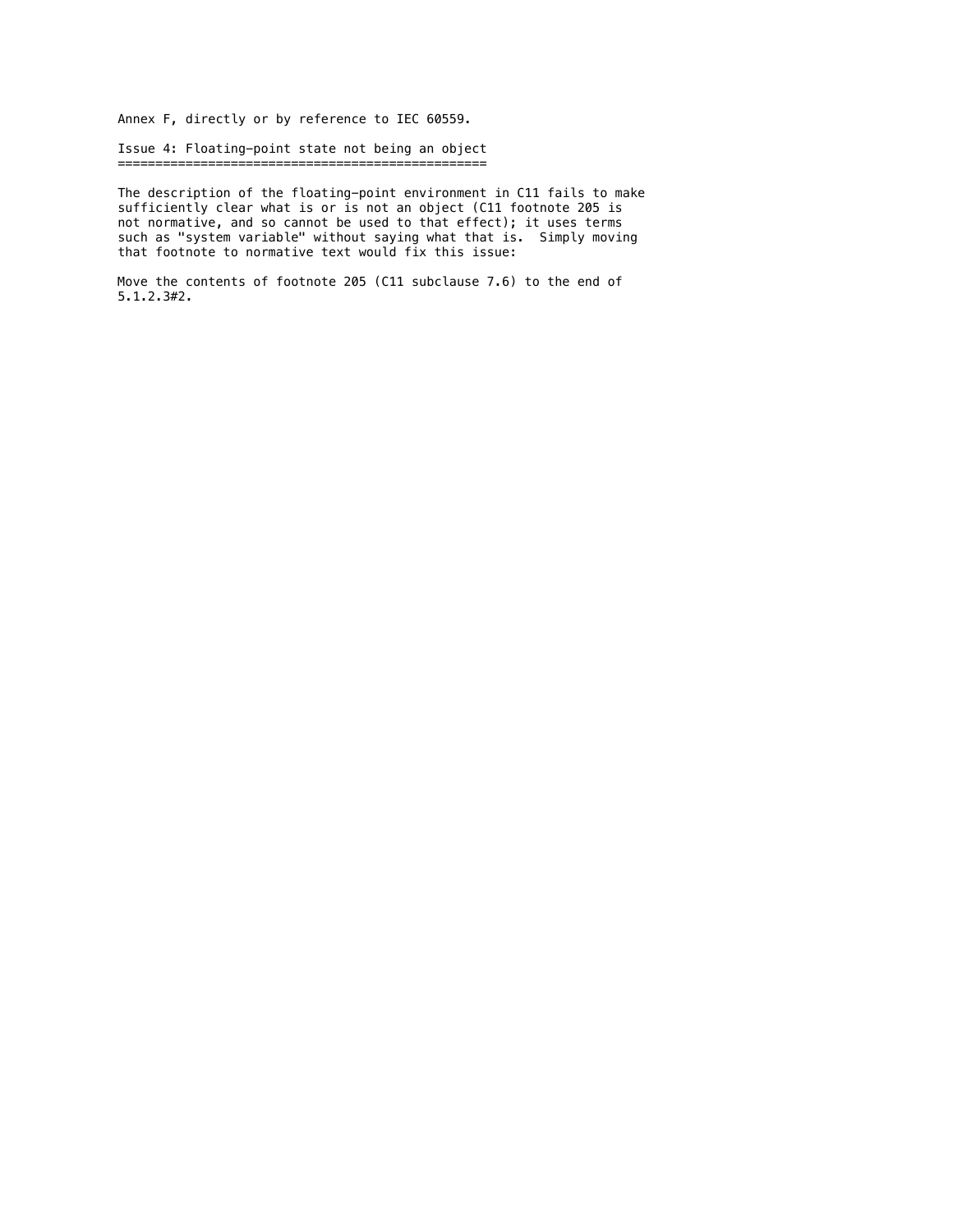Annex F, directly or by reference to IEC 60559.

## Issue 4: Floating-point state not being an object

The description of the floating-point environment in C11 fails to make sufficiently clear what is or is not an object (C11 footnote 205 is not normative, and so cannot be used to that effect); it uses terms such as "system variable" without saying what that is. Simply moving that footnote to normative text would fix this issue:

Move the contents of footnote 205 (C11 subclause 7.6) to the end of 5.1.2.3#2.